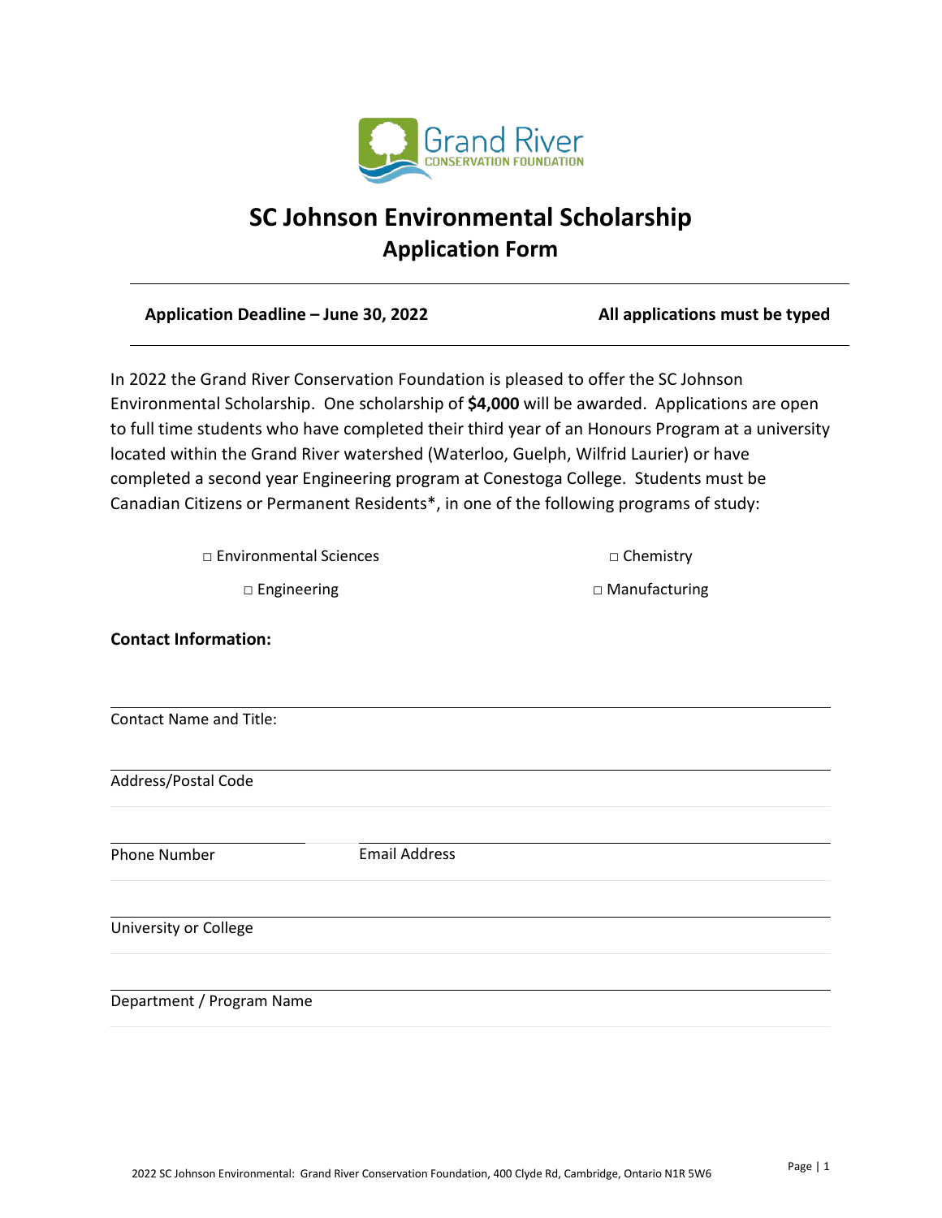# SC Johnson Environmental Scholarship

## Application Form

**Application Deadline – June 30, 2022** **All applications must be typed**

In 2022 the Grand River Conservation Foundation is pleased to offer the SC Johnson Environmental Scholarship. One scholarship of **$4,000** will be awarded. Applications are open to full time students who have completed their third year of an Honours Program at a university located within the Grand River watershed (Waterloo, Guelph, Wilfrid Laurier) or have completed a second year Engineering program at Conestoga College. Students must be Canadian Citizens or Permanent Residents*, in one of the following programs of study:

□ Environmental Sciences □ Chemistry

□ Engineering □ Manufacturing

**Contact Information:**

Contact Name and Title:

Address/Postal Code

Phone Number Email Address

University or College

Department / Program Name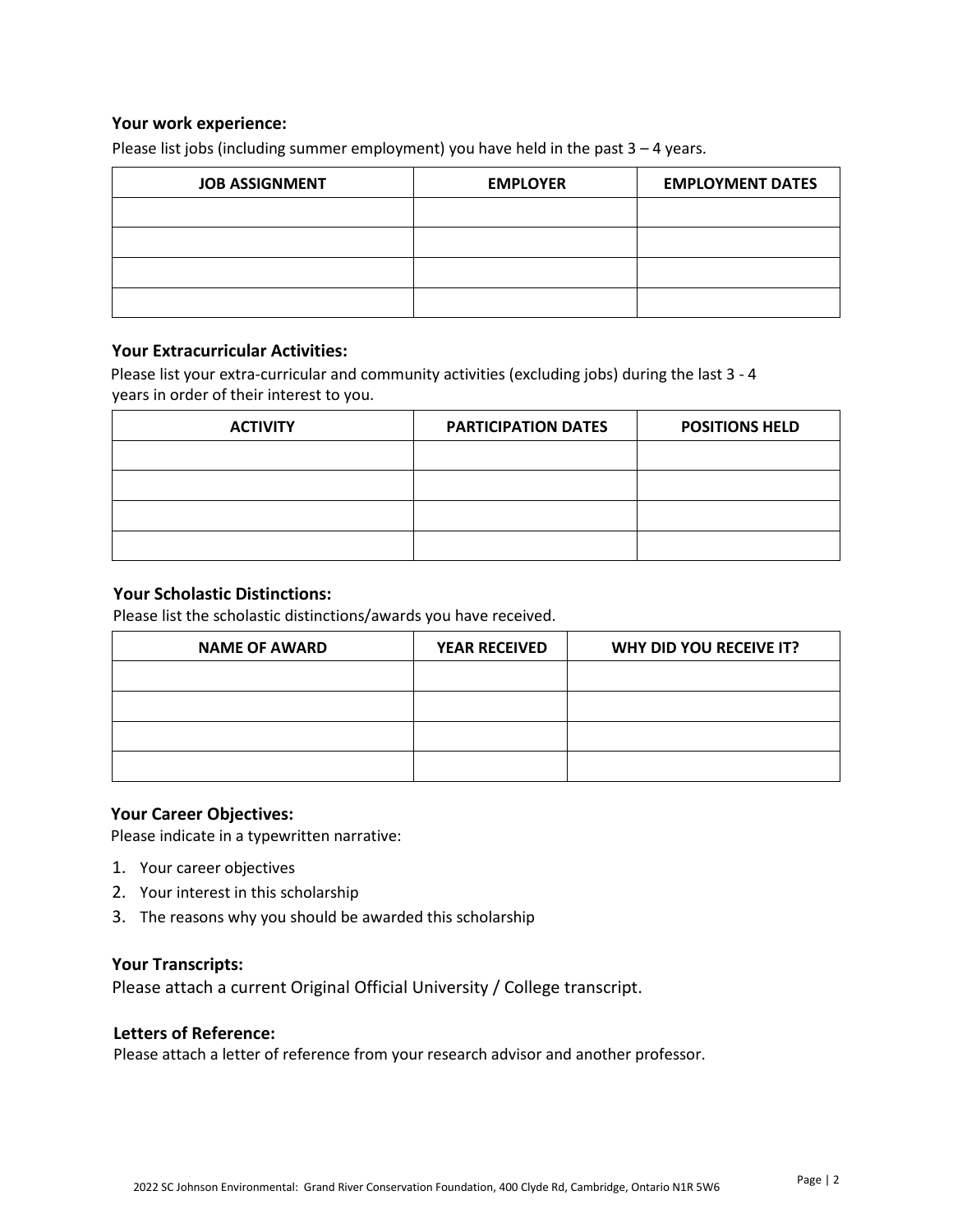### Your work experience:

Please list jobs (including summer employment) you have held in the past 3 – 4 years.

| JOB ASSIGNMENT | EMPLOYER | EMPLOYMENT DATES |
|---|---|---|
| | | |
| | | |
| | | |
| | | |

### Your Extracurricular Activities:

Please list your extra-curricular and community activities (excluding jobs) during the last 3 - 4 years in order of their interest to you.

| ACTIVITY | PARTICIPATION DATES | POSITIONS HELD |
|---|---|---|
| | | |
| | | |
| | | |
| | | |

### Your Scholastic Distinctions:

Please list the scholastic distinctions/awards you have received.

| NAME OF AWARD | YEAR RECEIVED | WHY DID YOU RECEIVE IT? |
|---|---|---|
| | | |
| | | |
| | | |
| | | |

### Your Career Objectives:

Please indicate in a typewritten narrative:

1. Your career objectives
2. Your interest in this scholarship
3. The reasons why you should be awarded this scholarship

### Your Transcripts:

Please attach a current Original Official University / College transcript.

### Letters of Reference:

Please attach a letter of reference from your research advisor and another professor.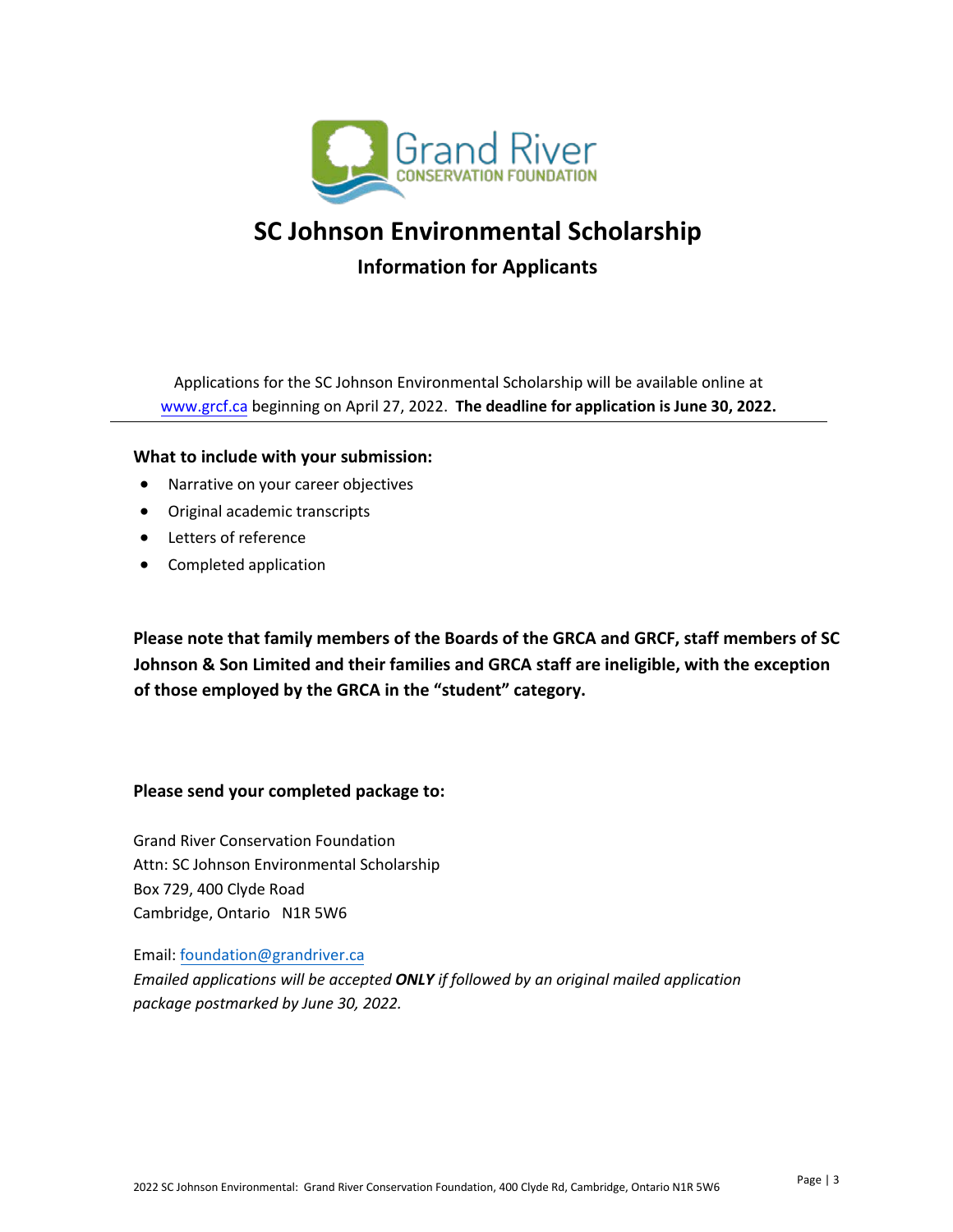Grand River
CONSERVATION FOUNDATION

# SC Johnson Environmental Scholarship

## Information for Applicants

Applications for the SC Johnson Environmental Scholarship will be available online at www.grcf.ca beginning on April 27, 2022. **The deadline for application is June 30, 2022.**

---

**What to include with your submission:**

- Narrative on your career objectives
- Original academic transcripts
- Letters of reference
- Completed application

**Please note that family members of the Boards of the GRCA and GRCF, staff members of SC Johnson & Son Limited and their families and GRCA staff are ineligible, with the exception of those employed by the GRCA in the "student" category.**

**Please send your completed package to:**

Grand River Conservation Foundation
Attn: SC Johnson Environmental Scholarship
Box 729, 400 Clyde Road
Cambridge, Ontario N1R 5W6

Email: foundation@grandriver.ca
*Emailed applications will be accepted* ***ONLY*** *if followed by an original mailed application package postmarked by June 30, 2022.*